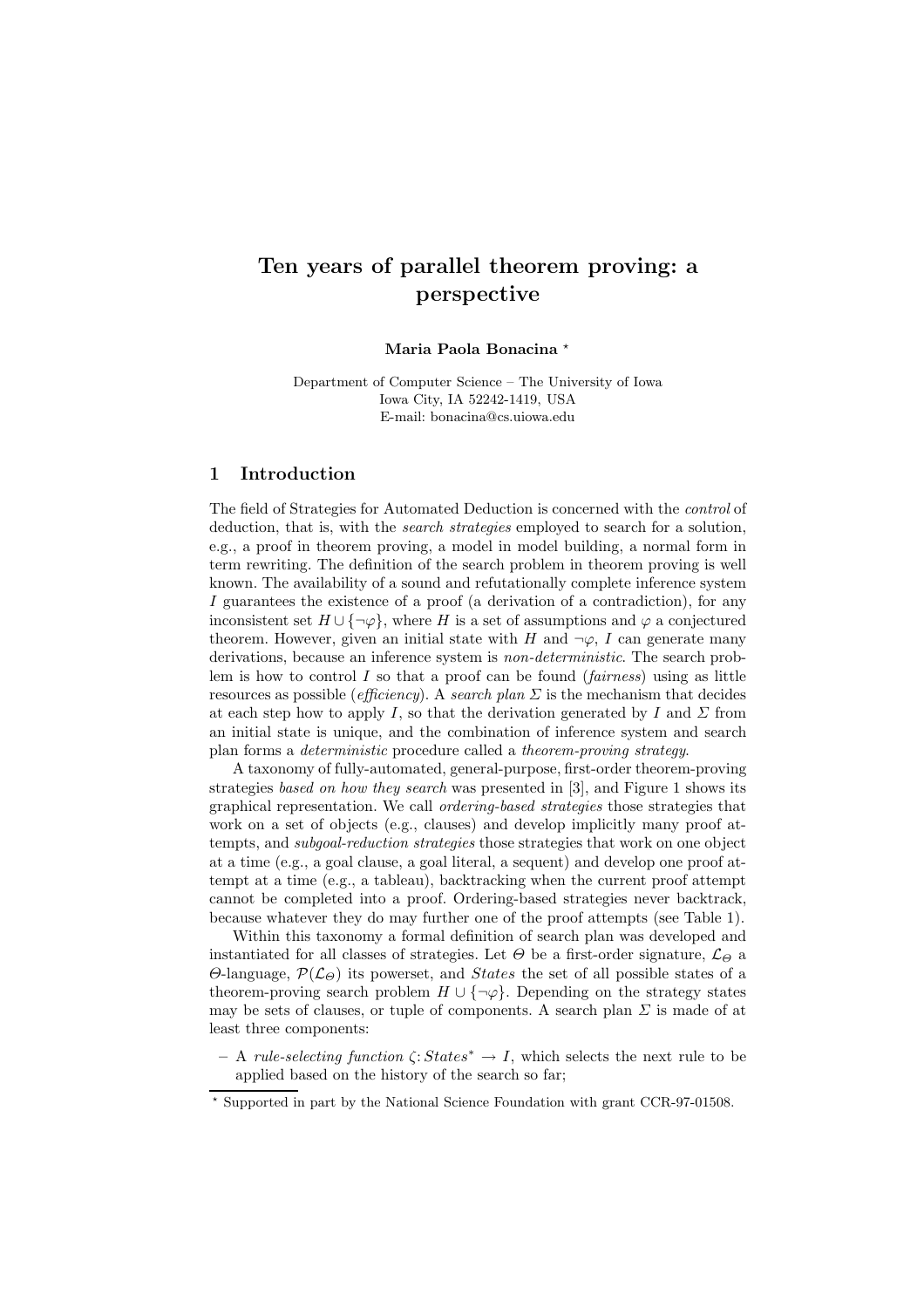# Ten years of parallel theorem proving: a perspective

**Maria Paola Bonacina** *

Department of Computer Science – The University of Iowa
Iowa City, IA 52242-1419, USA
E-mail: bonacina@cs.uiowa.edu

## 1 Introduction

The field of Strategies for Automated Deduction is concerned with the *control* of deduction, that is, with the *search strategies* employed to search for a solution, e.g., a proof in theorem proving, a model in model building, a normal form in term rewriting. The definition of the search problem in theorem proving is well known. The availability of a sound and refutationally complete inference system $I$ guarantees the existence of a proof (a derivation of a contradiction), for any inconsistent set $H \cup \{\neg\varphi\}$, where $H$ is a set of assumptions and $\varphi$ a conjectured theorem. However, given an initial state with $H$ and $\neg\varphi$, $I$ can generate many derivations, because an inference system is *non-deterministic*. The search problem is how to control $I$ so that a proof can be found (*fairness*) using as little resources as possible (*efficiency*). A *search plan* $\Sigma$ is the mechanism that decides at each step how to apply $I$, so that the derivation generated by $I$ and $\Sigma$ from an initial state is unique, and the combination of inference system and search plan forms a *deterministic* procedure called a *theorem-proving strategy*.

A taxonomy of fully-automated, general-purpose, first-order theorem-proving strategies *based on how they search* was presented in [3], and Figure 1 shows its graphical representation. We call *ordering-based strategies* those strategies that work on a set of objects (e.g., clauses) and develop implicitly many proof attempts, and *subgoal-reduction strategies* those strategies that work on one object at a time (e.g., a goal clause, a goal literal, a sequent) and develop one proof attempt at a time (e.g., a tableau), backtracking when the current proof attempt cannot be completed into a proof. Ordering-based strategies never backtrack, because whatever they do may further one of the proof attempts (see Table 1).

Within this taxonomy a formal definition of search plan was developed and instantiated for all classes of strategies. Let $\Theta$ be a first-order signature, $\mathcal{L}_\Theta$ a $\Theta$-language, $\mathcal{P}(\mathcal{L}_\Theta)$ its powerset, and *States* the set of all possible states of a theorem-proving search problem $H \cup \{\neg\varphi\}$. Depending on the strategy states may be sets of clauses, or tuple of components. A search plan $\Sigma$ is made of at least three components:

– A *rule-selecting function* $\zeta\colon States^* \rightarrow I$, which selects the next rule to be applied based on the history of the search so far;

* Supported in part by the National Science Foundation with grant CCR-97-01508.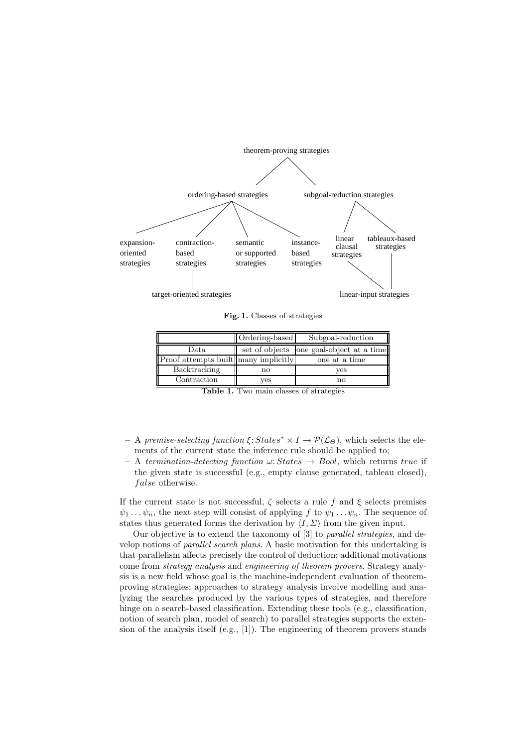theorem-proving strategies

ordering-based strategies — subgoal-reduction strategies

expansion-oriented strategies; contraction-based strategies; semantic or supported strategies; instance-based strategies; linear clausal strategies; tableaux-based strategies

target-oriented strategies; linear-input strategies

**Fig. 1.** Classes of strategies

| | Ordering-based | Subgoal-reduction |
|---|---|---|
| Data | set of objects | one goal-object at a time |
| Proof attempts built | many implicitly | one at a time |
| Backtracking | no | yes |
| Contraction | yes | no |

**Table 1.** Two main classes of strategies

- A *premise-selecting function* $\xi\colon States^* \times I \rightarrow \mathcal{P}(\mathcal{L}_\Theta)$, which selects the elements of the current state the inference rule should be applied to;
- A *termination-detecting function* $\omega\colon States \rightarrow Bool$, which returns *true* if the given state is successful (e.g., empty clause generated, tableau closed), $false$ otherwise.

If the current state is not successful, $\zeta$ selects a rule $f$ and $\xi$ selects premises $\psi_1 \ldots \psi_n$, the next step will consist of applying $f$ to $\psi_1 \ldots \psi_n$. The sequence of states thus generated forms the derivation by $\langle I, \Sigma \rangle$ from the given input.

Our objective is to extend the taxonomy of [3] to *parallel strategies*, and develop notions of *parallel search plans*. A basic motivation for this undertaking is that parallelism affects precisely the control of deduction; additional motivations come from *strategy analysis* and *engineering of theorem provers*. Strategy analysis is a new field whose goal is the machine-independent evaluation of theorem-proving strategies; approaches to strategy analysis involve modelling and analyzing the searches produced by the various types of strategies, and therefore hinge on a search-based classification. Extending these tools (e.g., classification, notion of search plan, model of search) to parallel strategies supports the extension of the analysis itself (e.g., [1]). The engineering of theorem provers stands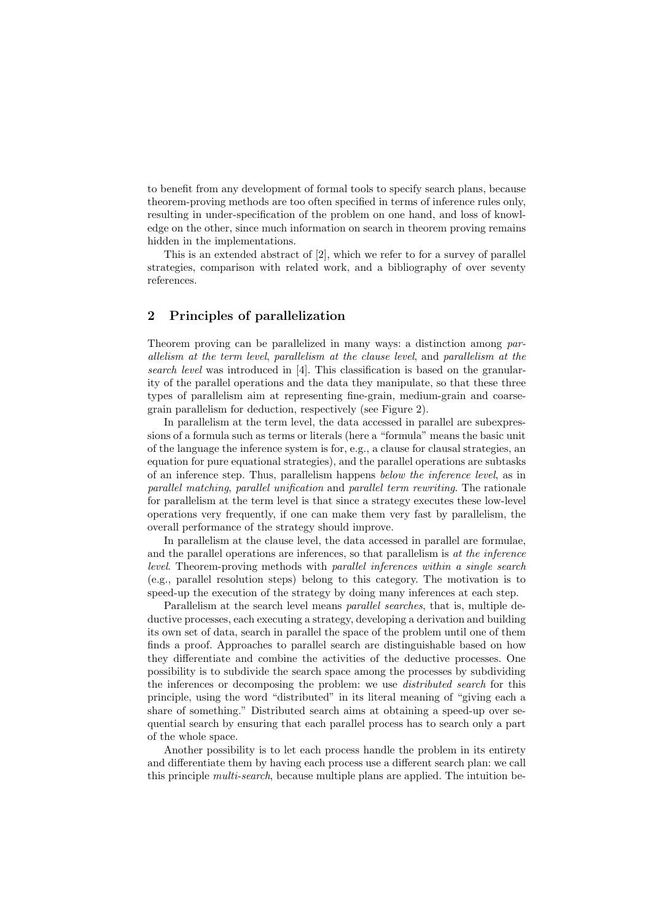to benefit from any development of formal tools to specify search plans, because theorem-proving methods are too often specified in terms of inference rules only, resulting in under-specification of the problem on one hand, and loss of knowledge on the other, since much information on search in theorem proving remains hidden in the implementations.

This is an extended abstract of [2], which we refer to for a survey of parallel strategies, comparison with related work, and a bibliography of over seventy references.

## 2 Principles of parallelization

Theorem proving can be parallelized in many ways: a distinction among *parallelism at the term level*, *parallelism at the clause level*, and *parallelism at the search level* was introduced in [4]. This classification is based on the granularity of the parallel operations and the data they manipulate, so that these three types of parallelism aim at representing fine-grain, medium-grain and coarse-grain parallelism for deduction, respectively (see Figure 2).

In parallelism at the term level, the data accessed in parallel are subexpressions of a formula such as terms or literals (here a "formula" means the basic unit of the language the inference system is for, e.g., a clause for clausal strategies, an equation for pure equational strategies), and the parallel operations are subtasks of an inference step. Thus, parallelism happens *below the inference level*, as in *parallel matching*, *parallel unification* and *parallel term rewriting*. The rationale for parallelism at the term level is that since a strategy executes these low-level operations very frequently, if one can make them very fast by parallelism, the overall performance of the strategy should improve.

In parallelism at the clause level, the data accessed in parallel are formulae, and the parallel operations are inferences, so that parallelism is *at the inference level*. Theorem-proving methods with *parallel inferences within a single search* (e.g., parallel resolution steps) belong to this category. The motivation is to speed-up the execution of the strategy by doing many inferences at each step.

Parallelism at the search level means *parallel searches*, that is, multiple deductive processes, each executing a strategy, developing a derivation and building its own set of data, search in parallel the space of the problem until one of them finds a proof. Approaches to parallel search are distinguishable based on how they differentiate and combine the activities of the deductive processes. One possibility is to subdivide the search space among the processes by subdividing the inferences or decomposing the problem: we use *distributed search* for this principle, using the word "distributed" in its literal meaning of "giving each a share of something." Distributed search aims at obtaining a speed-up over sequential search by ensuring that each parallel process has to search only a part of the whole space.

Another possibility is to let each process handle the problem in its entirety and differentiate them by having each process use a different search plan: we call this principle *multi-search*, because multiple plans are applied. The intuition be-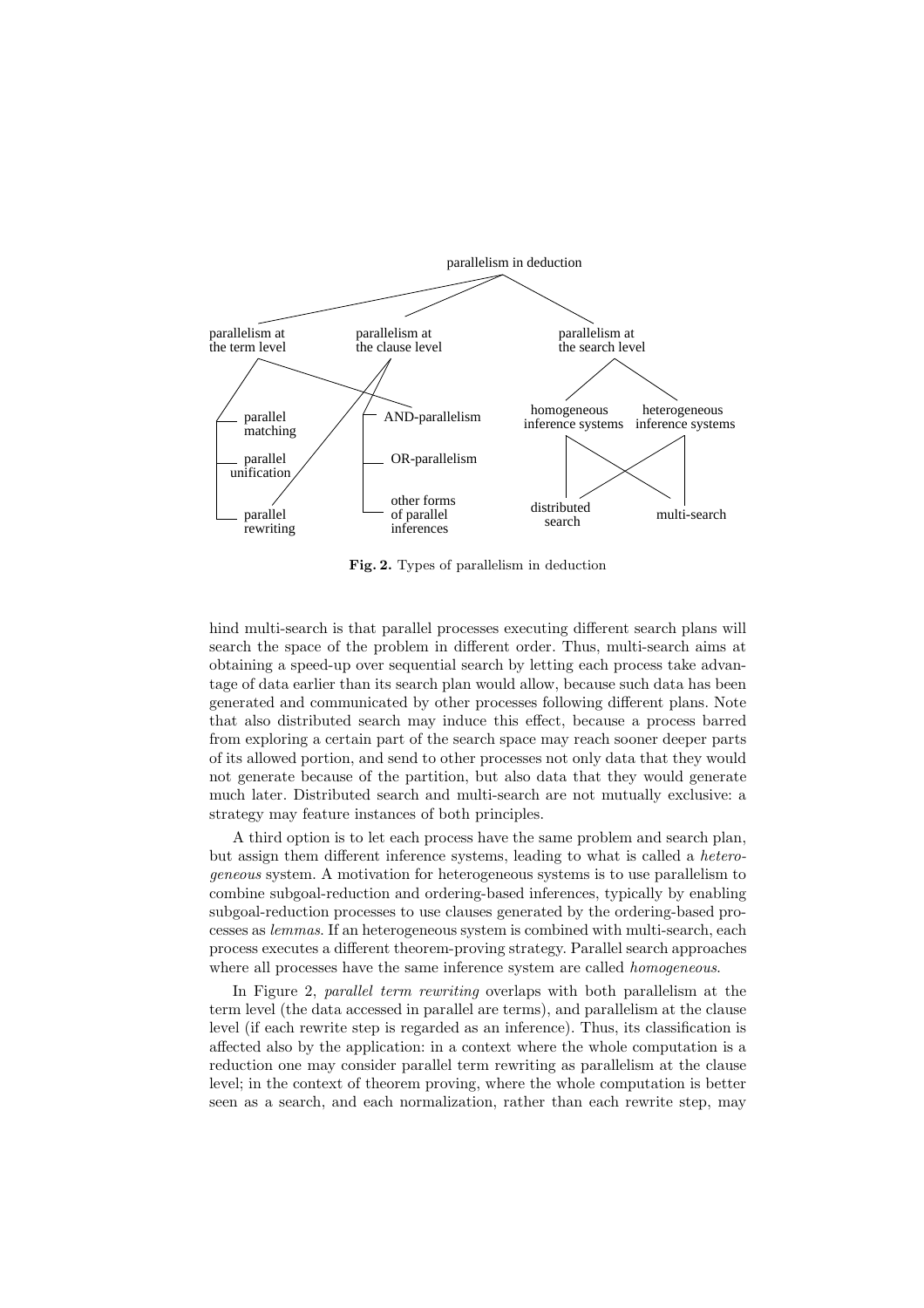parallelism in deduction

parallelism at the term level — parallelism at the clause level — parallelism at the search level

parallel matching, parallel unification, parallel rewriting — AND-parallelism, OR-parallelism, other forms of parallel inferences — homogeneous inference systems, heterogeneous inference systems — distributed search, multi-search

**Fig. 2.** Types of parallelism in deduction

hind multi-search is that parallel processes executing different search plans will search the space of the problem in different order. Thus, multi-search aims at obtaining a speed-up over sequential search by letting each process take advantage of data earlier than its search plan would allow, because such data has been generated and communicated by other processes following different plans. Note that also distributed search may induce this effect, because a process barred from exploring a certain part of the search space may reach sooner deeper parts of its allowed portion, and send to other processes not only data that they would not generate because of the partition, but also data that they would generate much later. Distributed search and multi-search are not mutually exclusive: a strategy may feature instances of both principles.

A third option is to let each process have the same problem and search plan, but assign them different inference systems, leading to what is called a *heterogeneous* system. A motivation for heterogeneous systems is to use parallelism to combine subgoal-reduction and ordering-based inferences, typically by enabling subgoal-reduction processes to use clauses generated by the ordering-based processes as *lemmas*. If an heterogeneous system is combined with multi-search, each process executes a different theorem-proving strategy. Parallel search approaches where all processes have the same inference system are called *homogeneous*.

In Figure 2, *parallel term rewriting* overlaps with both parallelism at the term level (the data accessed in parallel are terms), and parallelism at the clause level (if each rewrite step is regarded as an inference). Thus, its classification is affected also by the application: in a context where the whole computation is a reduction one may consider parallel term rewriting as parallelism at the clause level; in the context of theorem proving, where the whole computation is better seen as a search, and each normalization, rather than each rewrite step, may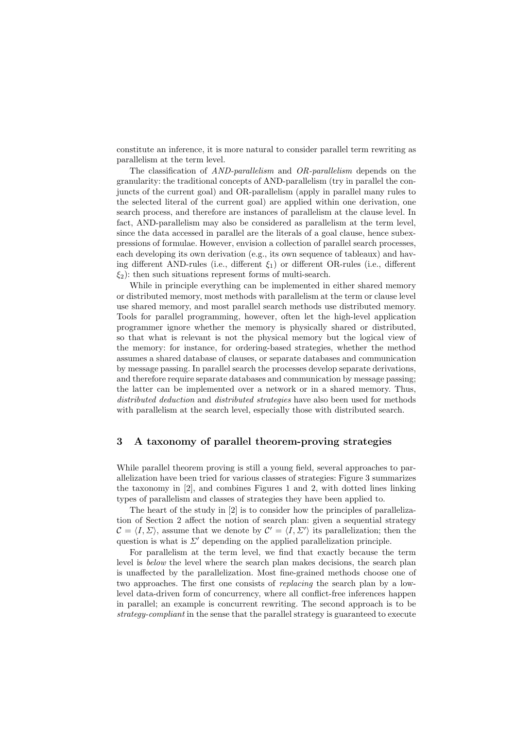constitute an inference, it is more natural to consider parallel term rewriting as parallelism at the term level.

The classification of *AND-parallelism* and *OR-parallelism* depends on the granularity: the traditional concepts of AND-parallelism (try in parallel the conjuncts of the current goal) and OR-parallelism (apply in parallel many rules to the selected literal of the current goal) are applied within one derivation, one search process, and therefore are instances of parallelism at the clause level. In fact, AND-parallelism may also be considered as parallelism at the term level, since the data accessed in parallel are the literals of a goal clause, hence subexpressions of formulae. However, envision a collection of parallel search processes, each developing its own derivation (e.g., its own sequence of tableaux) and having different AND-rules (i.e., different $\xi_1$) or different OR-rules (i.e., different $\xi_2$): then such situations represent forms of multi-search.

While in principle everything can be implemented in either shared memory or distributed memory, most methods with parallelism at the term or clause level use shared memory, and most parallel search methods use distributed memory. Tools for parallel programming, however, often let the high-level application programmer ignore whether the memory is physically shared or distributed, so that what is relevant is not the physical memory but the logical view of the memory: for instance, for ordering-based strategies, whether the method assumes a shared database of clauses, or separate databases and communication by message passing. In parallel search the processes develop separate derivations, and therefore require separate databases and communication by message passing; the latter can be implemented over a network or in a shared memory. Thus, *distributed deduction* and *distributed strategies* have also been used for methods with parallelism at the search level, especially those with distributed search.

## 3 A taxonomy of parallel theorem-proving strategies

While parallel theorem proving is still a young field, several approaches to parallelization have been tried for various classes of strategies: Figure 3 summarizes the taxonomy in [2], and combines Figures 1 and 2, with dotted lines linking types of parallelism and classes of strategies they have been applied to.

The heart of the study in [2] is to consider how the principles of parallelization of Section 2 affect the notion of search plan: given a sequential strategy $\mathcal{C} = \langle I, \Sigma \rangle$, assume that we denote by $\mathcal{C}' = \langle I, \Sigma' \rangle$ its parallelization; then the question is what is $\Sigma'$ depending on the applied parallelization principle.

For parallelism at the term level, we find that exactly because the term level is *below* the level where the search plan makes decisions, the search plan is unaffected by the parallelization. Most fine-grained methods choose one of two approaches. The first one consists of *replacing* the search plan by a low-level data-driven form of concurrency, where all conflict-free inferences happen in parallel; an example is concurrent rewriting. The second approach is to be *strategy-compliant* in the sense that the parallel strategy is guaranteed to execute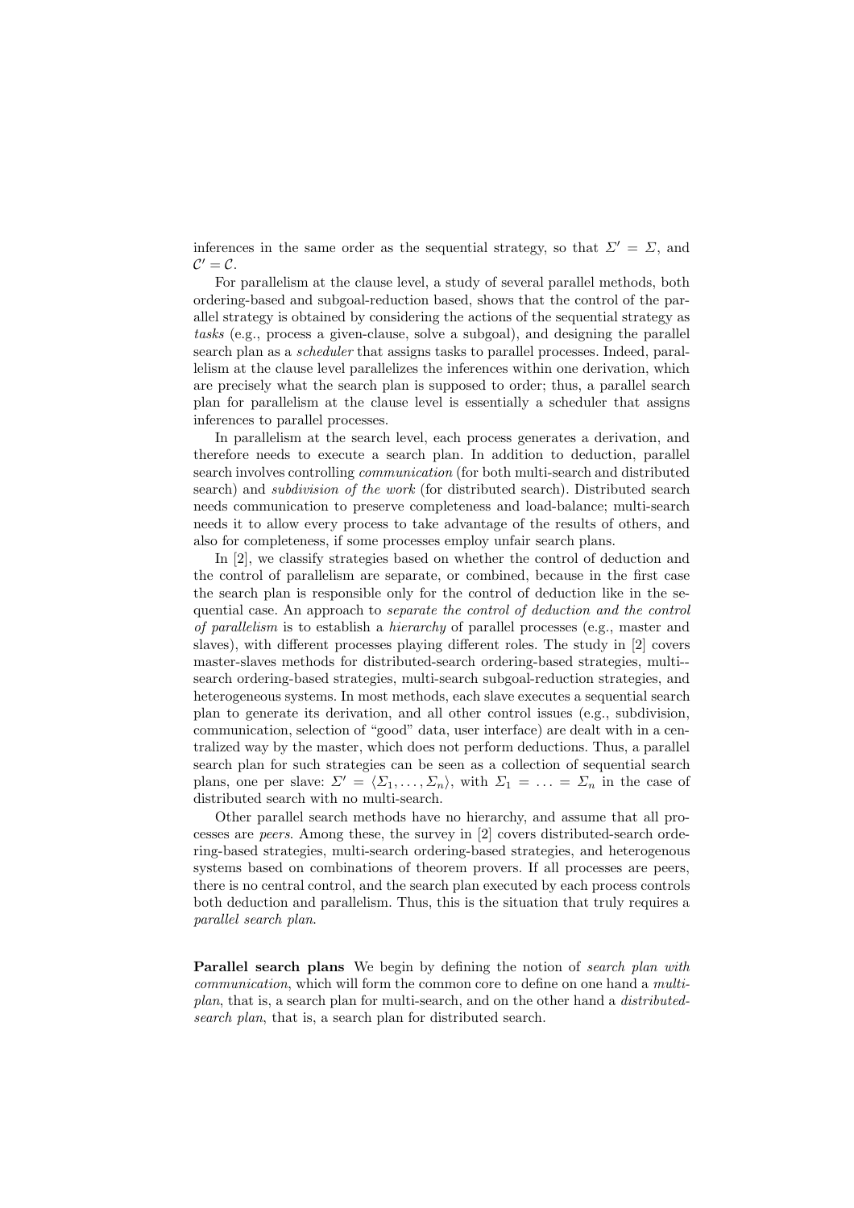inferences in the same order as the sequential strategy, so that $\Sigma' = \Sigma$, and $\mathcal{C}' = \mathcal{C}$.

For parallelism at the clause level, a study of several parallel methods, both ordering-based and subgoal-reduction based, shows that the control of the parallel strategy is obtained by considering the actions of the sequential strategy as *tasks* (e.g., process a given-clause, solve a subgoal), and designing the parallel search plan as a *scheduler* that assigns tasks to parallel processes. Indeed, parallelism at the clause level parallelizes the inferences within one derivation, which are precisely what the search plan is supposed to order; thus, a parallel search plan for parallelism at the clause level is essentially a scheduler that assigns inferences to parallel processes.

In parallelism at the search level, each process generates a derivation, and therefore needs to execute a search plan. In addition to deduction, parallel search involves controlling *communication* (for both multi-search and distributed search) and *subdivision of the work* (for distributed search). Distributed search needs communication to preserve completeness and load-balance; multi-search needs it to allow every process to take advantage of the results of others, and also for completeness, if some processes employ unfair search plans.

In [2], we classify strategies based on whether the control of deduction and the control of parallelism are separate, or combined, because in the first case the search plan is responsible only for the control of deduction like in the sequential case. An approach to *separate the control of deduction and the control of parallelism* is to establish a *hierarchy* of parallel processes (e.g., master and slaves), with different processes playing different roles. The study in [2] covers master-slaves methods for distributed-search ordering-based strategies, multi-search ordering-based strategies, multi-search subgoal-reduction strategies, and heterogeneous systems. In most methods, each slave executes a sequential search plan to generate its derivation, and all other control issues (e.g., subdivision, communication, selection of "good" data, user interface) are dealt with in a centralized way by the master, which does not perform deductions. Thus, a parallel search plan for such strategies can be seen as a collection of sequential search plans, one per slave: $\Sigma' = \langle \Sigma_1, \ldots, \Sigma_n \rangle$, with $\Sigma_1 = \ldots = \Sigma_n$ in the case of distributed search with no multi-search.

Other parallel search methods have no hierarchy, and assume that all processes are *peers*. Among these, the survey in [2] covers distributed-search ordering-based strategies, multi-search ordering-based strategies, and heterogenous systems based on combinations of theorem provers. If all processes are peers, there is no central control, and the search plan executed by each process controls both deduction and parallelism. Thus, this is the situation that truly requires a *parallel search plan*.

**Parallel search plans** We begin by defining the notion of *search plan with communication*, which will form the common core to define on one hand a *multi-plan*, that is, a search plan for multi-search, and on the other hand a *distributed-search plan*, that is, a search plan for distributed search.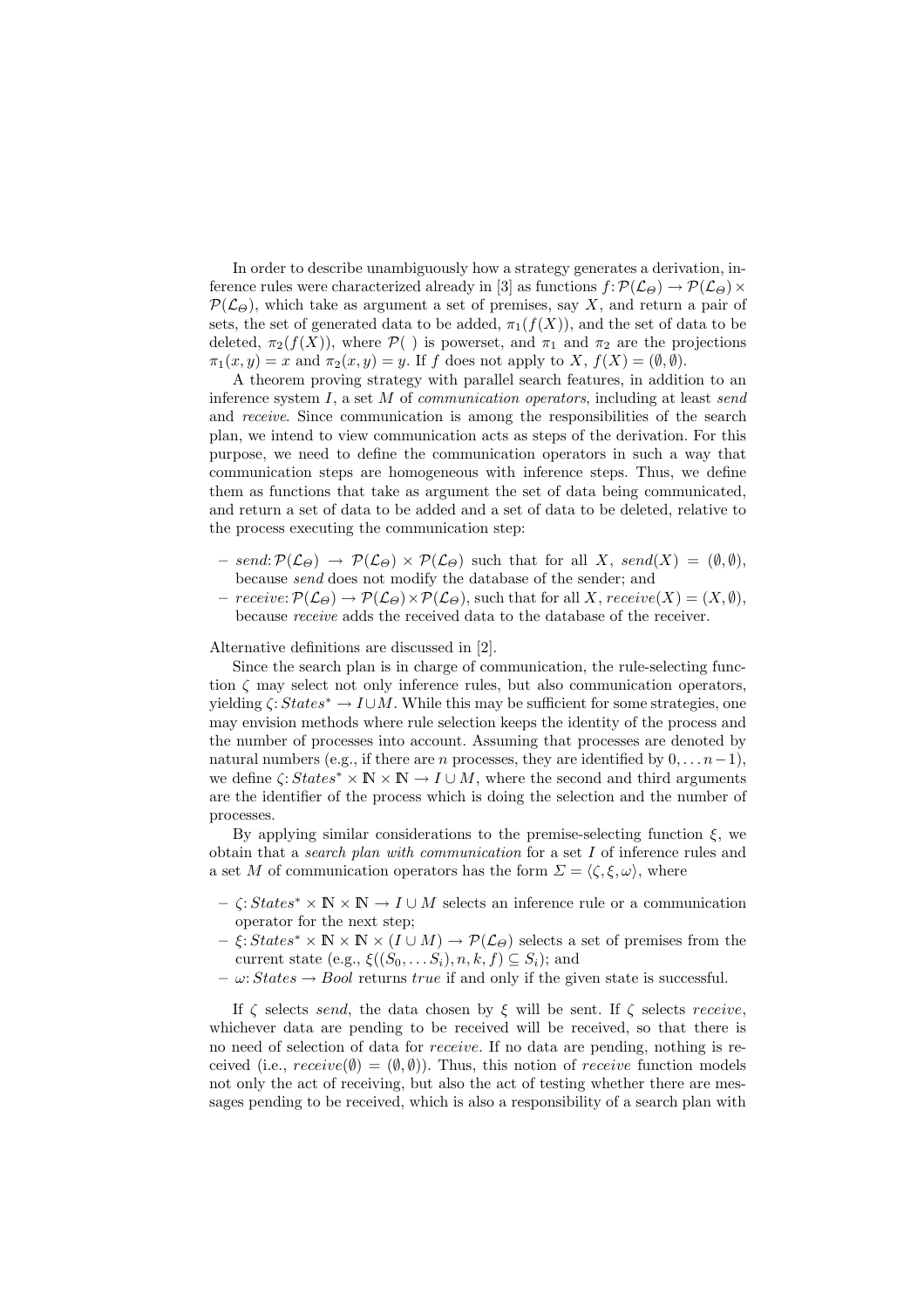In order to describe unambiguously how a strategy generates a derivation, inference rules were characterized already in [3] as functions $f: \mathcal{P}(\mathcal{L}_\Theta) \rightarrow \mathcal{P}(\mathcal{L}_\Theta) \times \mathcal{P}(\mathcal{L}_\Theta)$, which take as argument a set of premises, say $X$, and return a pair of sets, the set of generated data to be added, $\pi_1(f(X))$, and the set of data to be deleted, $\pi_2(f(X))$, where $\mathcal{P}(\ )$ is powerset, and $\pi_1$ and $\pi_2$ are the projections $\pi_1(x, y) = x$ and $\pi_2(x, y) = y$. If $f$ does not apply to $X$, $f(X) = (\emptyset, \emptyset)$.

A theorem proving strategy with parallel search features, in addition to an inference system $I$, a set $M$ of *communication operators*, including at least *send* and *receive*. Since communication is among the responsibilities of the search plan, we intend to view communication acts as steps of the derivation. For this purpose, we need to define the communication operators in such a way that communication steps are homogeneous with inference steps. Thus, we define them as functions that take as argument the set of data being communicated, and return a set of data to be added and a set of data to be deleted, relative to the process executing the communication step:

- $send: \mathcal{P}(\mathcal{L}_\Theta) \rightarrow \mathcal{P}(\mathcal{L}_\Theta) \times \mathcal{P}(\mathcal{L}_\Theta)$ such that for all $X$, $send(X) = (\emptyset, \emptyset)$, because *send* does not modify the database of the sender; and
- $receive: \mathcal{P}(\mathcal{L}_\Theta) \rightarrow \mathcal{P}(\mathcal{L}_\Theta) \times \mathcal{P}(\mathcal{L}_\Theta)$, such that for all $X$, $receive(X) = (X, \emptyset)$, because *receive* adds the received data to the database of the receiver.

Alternative definitions are discussed in [2].

Since the search plan is in charge of communication, the rule-selecting function $\zeta$ may select not only inference rules, but also communication operators, yielding $\zeta: States^* \rightarrow I \cup M$. While this may be sufficient for some strategies, one may envision methods where rule selection keeps the identity of the process and the number of processes into account. Assuming that processes are denoted by natural numbers (e.g., if there are $n$ processes, they are identified by $0, \ldots n-1$), we define $\zeta: States^* \times \mathbb{N} \times \mathbb{N} \rightarrow I \cup M$, where the second and third arguments are the identifier of the process which is doing the selection and the number of processes.

By applying similar considerations to the premise-selecting function $\xi$, we obtain that a *search plan with communication* for a set $I$ of inference rules and a set $M$ of communication operators has the form $\Sigma = \langle \zeta, \xi, \omega \rangle$, where

- $\zeta: States^* \times \mathbb{N} \times \mathbb{N} \rightarrow I \cup M$ selects an inference rule or a communication operator for the next step;
- $\xi: States^* \times \mathbb{N} \times \mathbb{N} \times (I \cup M) \rightarrow \mathcal{P}(\mathcal{L}_\Theta)$ selects a set of premises from the current state (e.g., $\xi((S_0, \ldots S_i), n, k, f) \subseteq S_i$); and
- $\omega: States \rightarrow Bool$ returns *true* if and only if the given state is successful.

If $\zeta$ selects *send*, the data chosen by $\xi$ will be sent. If $\zeta$ selects *receive*, whichever data are pending to be received will be received, so that there is no need of selection of data for *receive*. If no data are pending, nothing is received (i.e., $receive(\emptyset) = (\emptyset, \emptyset)$). Thus, this notion of *receive* function models not only the act of receiving, but also the act of testing whether there are messages pending to be received, which is also a responsibility of a search plan with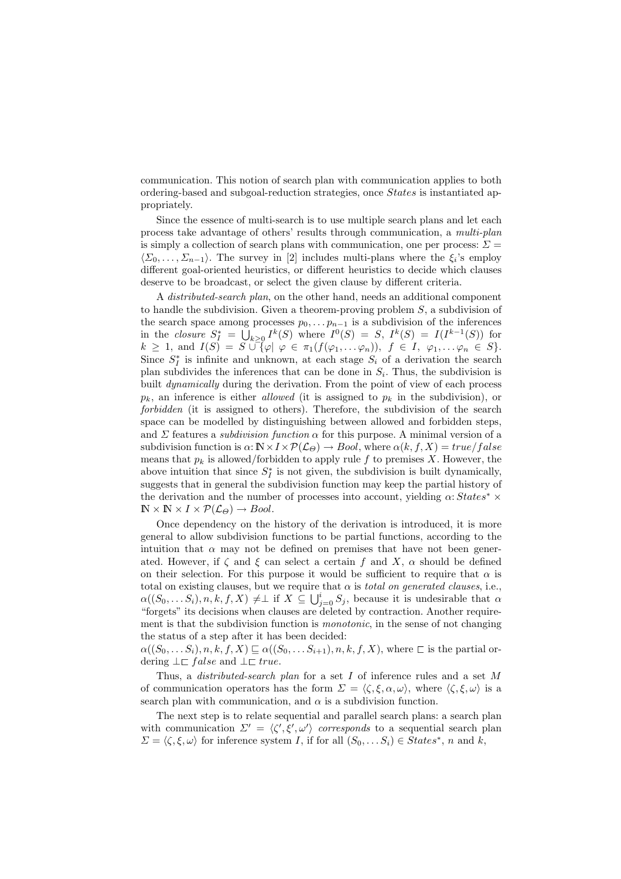communication. This notion of search plan with communication applies to both ordering-based and subgoal-reduction strategies, once *States* is instantiated appropriately.

Since the essence of multi-search is to use multiple search plans and let each process take advantage of others' results through communication, a *multi-plan* is simply a collection of search plans with communication, one per process: $\Sigma = \langle \Sigma_0, \ldots, \Sigma_{n-1} \rangle$. The survey in [2] includes multi-plans where the $\xi_i$'s employ different goal-oriented heuristics, or different heuristics to decide which clauses deserve to be broadcast, or select the given clause by different criteria.

A *distributed-search plan*, on the other hand, needs an additional component to handle the subdivision. Given a theorem-proving problem $S$, a subdivision of the search space among processes $p_0, \ldots p_{n-1}$ is a subdivision of the inferences in the *closure* $S_I^* = \bigcup_{k \geq 0} I^k(S)$ where $I^0(S) = S$, $I^k(S) = I(I^{k-1}(S))$ for $k \geq 1$, and $I(S) = S \cup \{\varphi | \ \varphi \in \pi_1(f(\varphi_1, \ldots \varphi_n)),\ f \in I,\ \varphi_1, \ldots \varphi_n \in S\}$. Since $S_I^*$ is infinite and unknown, at each stage $S_i$ of a derivation the search plan subdivides the inferences that can be done in $S_i$. Thus, the subdivision is built *dynamically* during the derivation. From the point of view of each process $p_k$, an inference is either *allowed* (it is assigned to $p_k$ in the subdivision), or *forbidden* (it is assigned to others). Therefore, the subdivision of the search space can be modelled by distinguishing between allowed and forbidden steps, and $\Sigma$ features a *subdivision function* $\alpha$ for this purpose. A minimal version of a subdivision function is $\alpha\colon \mathbb{N} \times I \times \mathcal{P}(\mathcal{L}_\Theta) \to Bool$, where $\alpha(k, f, X) = true/false$ means that $p_k$ is allowed/forbidden to apply rule $f$ to premises $X$. However, the above intuition that since $S_I^*$ is not given, the subdivision is built dynamically, suggests that in general the subdivision function may keep the partial history of the derivation and the number of processes into account, yielding $\alpha\colon States^* \times \mathbb{N} \times \mathbb{N} \times I \times \mathcal{P}(\mathcal{L}_\Theta) \to Bool$.

Once dependency on the history of the derivation is introduced, it is more general to allow subdivision functions to be partial functions, according to the intuition that $\alpha$ may not be defined on premises that have not been generated. However, if $\zeta$ and $\xi$ can select a certain $f$ and $X$, $\alpha$ should be defined on their selection. For this purpose it would be sufficient to require that $\alpha$ is total on existing clauses, but we require that $\alpha$ is *total on generated clauses*, i.e., $\alpha((S_0, \ldots S_i), n, k, f, X) \neq \perp$ if $X \subseteq \bigcup_{j=0}^{i} S_j$, because it is undesirable that $\alpha$ "forgets" its decisions when clauses are deleted by contraction. Another requirement is that the subdivision function is *monotonic*, in the sense of not changing the status of a step after it has been decided:
$\alpha((S_0, \ldots S_i), n, k, f, X) \sqsubseteq \alpha((S_0, \ldots S_{i+1}), n, k, f, X)$, where $\sqsubset$ is the partial ordering $\perp \sqsubset false$ and $\perp \sqsubset true$.

Thus, a *distributed-search plan* for a set $I$ of inference rules and a set $M$ of communication operators has the form $\Sigma = \langle \zeta, \xi, \alpha, \omega \rangle$, where $\langle \zeta, \xi, \omega \rangle$ is a search plan with communication, and $\alpha$ is a subdivision function.

The next step is to relate sequential and parallel search plans: a search plan with communication $\Sigma' = \langle \zeta', \xi', \omega' \rangle$ *corresponds* to a sequential search plan $\Sigma = \langle \zeta, \xi, \omega \rangle$ for inference system $I$, if for all $(S_0, \ldots S_i) \in States^*$, $n$ and $k$,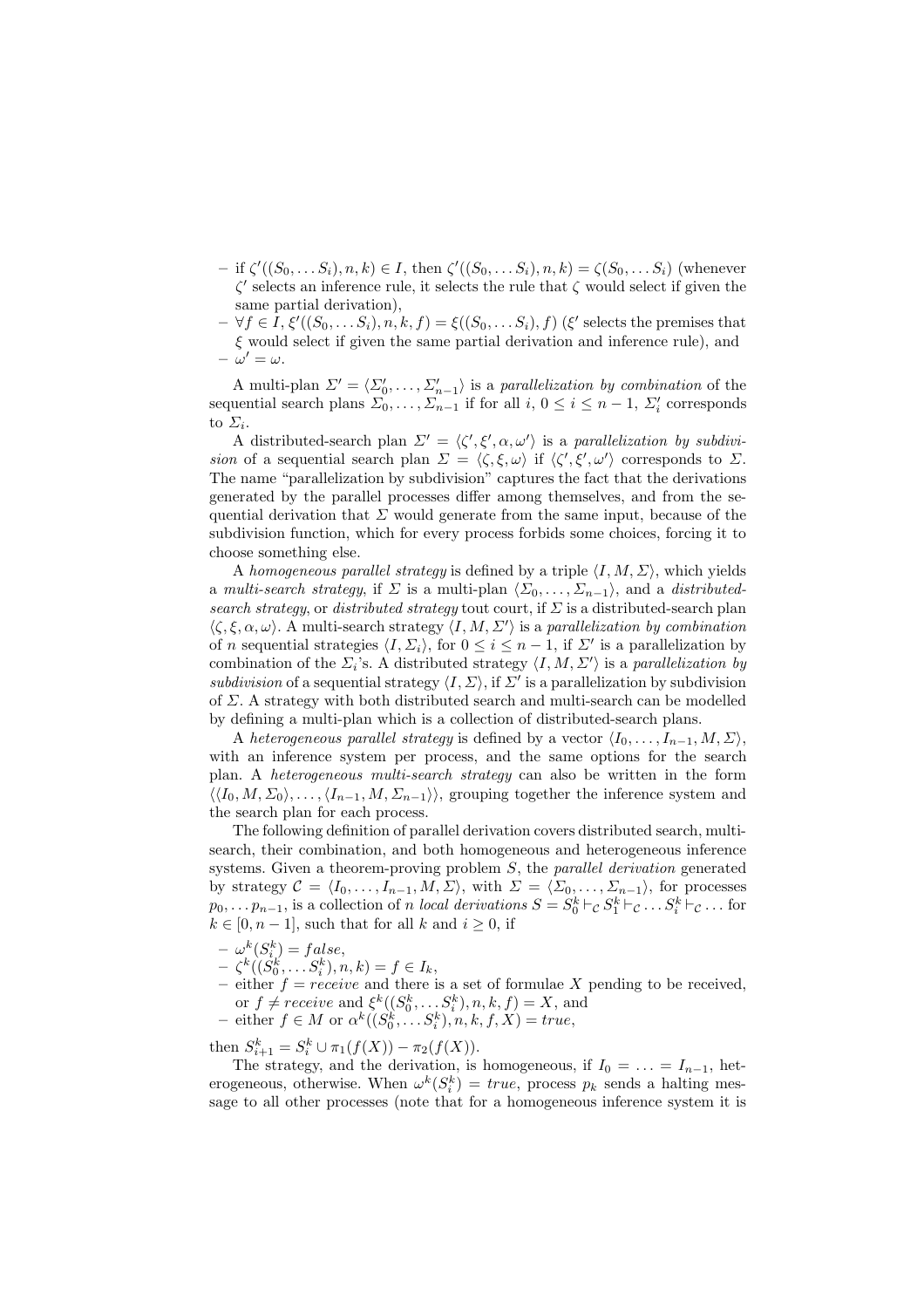- if $\zeta'((S_0, \ldots S_i), n, k) \in I$, then $\zeta'((S_0, \ldots S_i), n, k) = \zeta(S_0, \ldots S_i)$ (whenever $\zeta'$ selects an inference rule, it selects the rule that $\zeta$ would select if given the same partial derivation),
- $\forall f \in I, \xi'((S_0, \ldots S_i), n, k, f) = \xi((S_0, \ldots S_i), f)$ ($\xi'$ selects the premises that $\xi$ would select if given the same partial derivation and inference rule), and
- $\omega' = \omega$.

A multi-plan $\Sigma' = \langle \Sigma'_0, \ldots, \Sigma'_{n-1} \rangle$ is a *parallelization by combination* of the sequential search plans $\Sigma_0, \ldots, \Sigma_{n-1}$ if for all $i$, $0 \leq i \leq n-1$, $\Sigma'_i$ corresponds to $\Sigma_i$.

A distributed-search plan $\Sigma' = \langle \zeta', \xi', \alpha, \omega' \rangle$ is a *parallelization by subdivision* of a sequential search plan $\Sigma = \langle \zeta, \xi, \omega \rangle$ if $\langle \zeta', \xi', \omega' \rangle$ corresponds to $\Sigma$. The name "parallelization by subdivision" captures the fact that the derivations generated by the parallel processes differ among themselves, and from the sequential derivation that $\Sigma$ would generate from the same input, because of the subdivision function, which for every process forbids some choices, forcing it to choose something else.

A *homogeneous parallel strategy* is defined by a triple $\langle I, M, \Sigma \rangle$, which yields a *multi-search strategy*, if $\Sigma$ is a multi-plan $\langle \Sigma_0, \ldots, \Sigma_{n-1} \rangle$, and a *distributed-search strategy*, or *distributed strategy* tout court, if $\Sigma$ is a distributed-search plan $\langle \zeta, \xi, \alpha, \omega \rangle$. A multi-search strategy $\langle I, M, \Sigma' \rangle$ is a *parallelization by combination* of $n$ sequential strategies $\langle I, \Sigma_i \rangle$, for $0 \leq i \leq n-1$, if $\Sigma'$ is a parallelization by combination of the $\Sigma_i$'s. A distributed strategy $\langle I, M, \Sigma' \rangle$ is a *parallelization by subdivision* of a sequential strategy $\langle I, \Sigma \rangle$, if $\Sigma'$ is a parallelization by subdivision of $\Sigma$. A strategy with both distributed search and multi-search can be modelled by defining a multi-plan which is a collection of distributed-search plans.

A *heterogeneous parallel strategy* is defined by a vector $\langle I_0, \ldots, I_{n-1}, M, \Sigma \rangle$, with an inference system per process, and the same options for the search plan. A *heterogeneous multi-search strategy* can also be written in the form $\langle \langle I_0, M, \Sigma_0 \rangle, \ldots, \langle I_{n-1}, M, \Sigma_{n-1} \rangle \rangle$, grouping together the inference system and the search plan for each process.

The following definition of parallel derivation covers distributed search, multi-search, their combination, and both homogeneous and heterogeneous inference systems. Given a theorem-proving problem $S$, the *parallel derivation* generated by strategy $\mathcal{C} = \langle I_0, \ldots, I_{n-1}, M, \Sigma \rangle$, with $\Sigma = \langle \Sigma_0, \ldots, \Sigma_{n-1} \rangle$, for processes $p_0, \ldots p_{n-1}$, is a collection of $n$ *local derivations* $S = S^k_0 \vdash_{\mathcal{C}} S^k_1 \vdash_{\mathcal{C}} \ldots S^k_i \vdash_{\mathcal{C}} \ldots$ for $k \in [0, n-1]$, such that for all $k$ and $i \geq 0$, if

- $\omega^k(S^k_i) = false$,
- $\zeta^k((S^k_0, \ldots S^k_i), n, k) = f \in I_k$,
- either $f = receive$ and there is a set of formulae $X$ pending to be received, or $f \neq receive$ and $\xi^k((S^k_0, \ldots S^k_i), n, k, f) = X$, and
- either $f \in M$ or $\alpha^k((S^k_0, \ldots S^k_i), n, k, f, X) = true$,

then $S^k_{i+1} = S^k_i \cup \pi_1(f(X)) - \pi_2(f(X))$.

The strategy, and the derivation, is homogeneous, if $I_0 = \ldots = I_{n-1}$, heterogeneous, otherwise. When $\omega^k(S^k_i) = true$, process $p_k$ sends a halting message to all other processes (note that for a homogeneous inference system it is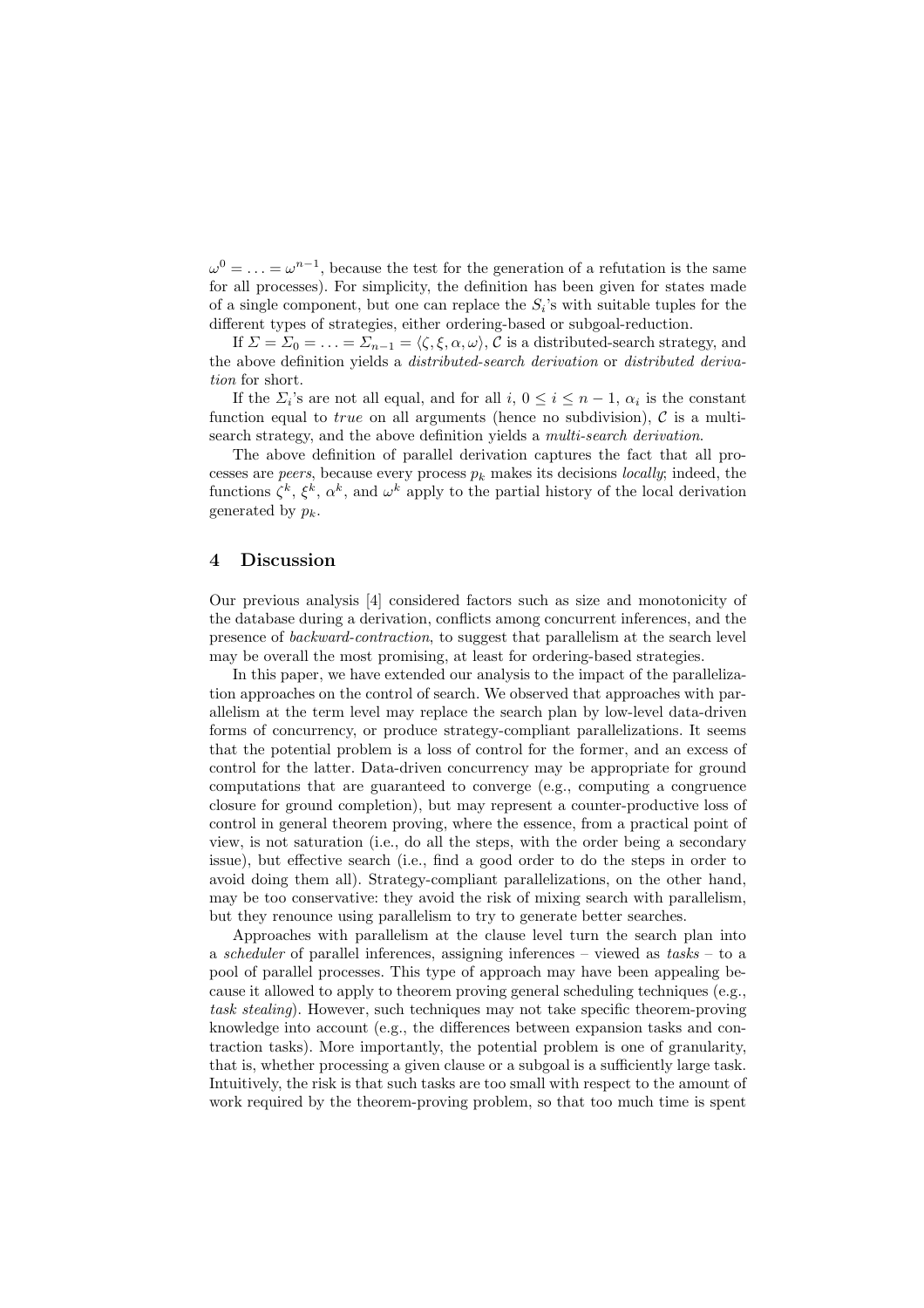$\omega^0 = \ldots = \omega^{n-1}$, because the test for the generation of a refutation is the same for all processes). For simplicity, the definition has been given for states made of a single component, but one can replace the $S_i$'s with suitable tuples for the different types of strategies, either ordering-based or subgoal-reduction.

If $\Sigma = \Sigma_0 = \ldots = \Sigma_{n-1} = \langle \zeta, \xi, \alpha, \omega \rangle$, $\mathcal{C}$ is a distributed-search strategy, and the above definition yields a *distributed-search derivation* or *distributed derivation* for short.

If the $\Sigma_i$'s are not all equal, and for all $i$, $0 \leq i \leq n-1$, $\alpha_i$ is the constant function equal to *true* on all arguments (hence no subdivision), $\mathcal{C}$ is a multi-search strategy, and the above definition yields a *multi-search derivation*.

The above definition of parallel derivation captures the fact that all processes are *peers*, because every process $p_k$ makes its decisions *locally*; indeed, the functions $\zeta^k$, $\xi^k$, $\alpha^k$, and $\omega^k$ apply to the partial history of the local derivation generated by $p_k$.

## 4 Discussion

Our previous analysis [4] considered factors such as size and monotonicity of the database during a derivation, conflicts among concurrent inferences, and the presence of *backward-contraction*, to suggest that parallelism at the search level may be overall the most promising, at least for ordering-based strategies.

In this paper, we have extended our analysis to the impact of the parallelization approaches on the control of search. We observed that approaches with parallelism at the term level may replace the search plan by low-level data-driven forms of concurrency, or produce strategy-compliant parallelizations. It seems that the potential problem is a loss of control for the former, and an excess of control for the latter. Data-driven concurrency may be appropriate for ground computations that are guaranteed to converge (e.g., computing a congruence closure for ground completion), but may represent a counter-productive loss of control in general theorem proving, where the essence, from a practical point of view, is not saturation (i.e., do all the steps, with the order being a secondary issue), but effective search (i.e., find a good order to do the steps in order to avoid doing them all). Strategy-compliant parallelizations, on the other hand, may be too conservative: they avoid the risk of mixing search with parallelism, but they renounce using parallelism to try to generate better searches.

Approaches with parallelism at the clause level turn the search plan into a *scheduler* of parallel inferences, assigning inferences – viewed as *tasks* – to a pool of parallel processes. This type of approach may have been appealing because it allowed to apply to theorem proving general scheduling techniques (e.g., *task stealing*). However, such techniques may not take specific theorem-proving knowledge into account (e.g., the differences between expansion tasks and contraction tasks). More importantly, the potential problem is one of granularity, that is, whether processing a given clause or a subgoal is a sufficiently large task. Intuitively, the risk is that such tasks are too small with respect to the amount of work required by the theorem-proving problem, so that too much time is spent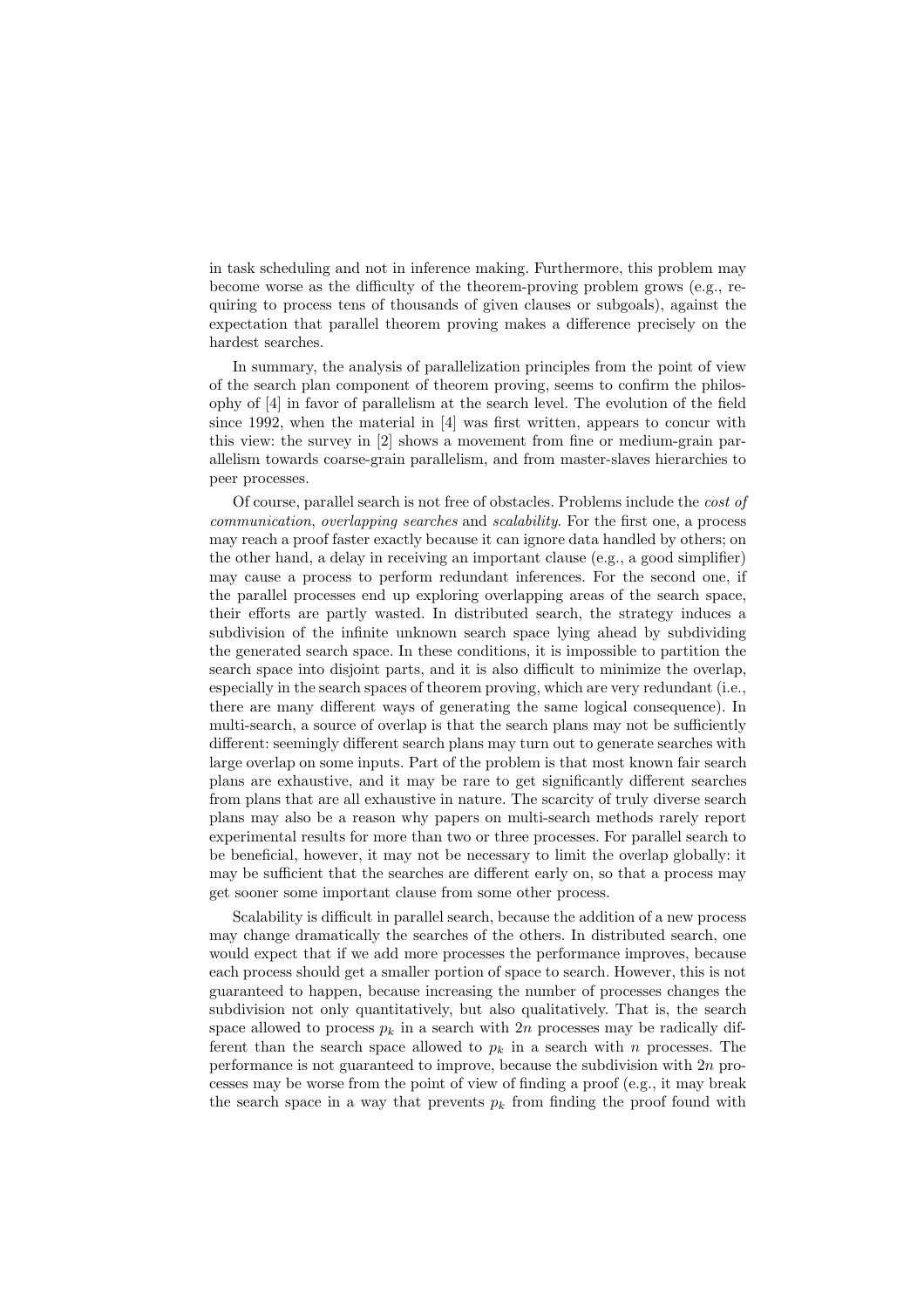in task scheduling and not in inference making. Furthermore, this problem may become worse as the difficulty of the theorem-proving problem grows (e.g., requiring to process tens of thousands of given clauses or subgoals), against the expectation that parallel theorem proving makes a difference precisely on the hardest searches.

In summary, the analysis of parallelization principles from the point of view of the search plan component of theorem proving, seems to confirm the philosophy of [4] in favor of parallelism at the search level. The evolution of the field since 1992, when the material in [4] was first written, appears to concur with this view: the survey in [2] shows a movement from fine or medium-grain parallelism towards coarse-grain parallelism, and from master-slaves hierarchies to peer processes.

Of course, parallel search is not free of obstacles. Problems include the *cost of communication*, *overlapping searches* and *scalability*. For the first one, a process may reach a proof faster exactly because it can ignore data handled by others; on the other hand, a delay in receiving an important clause (e.g., a good simplifier) may cause a process to perform redundant inferences. For the second one, if the parallel processes end up exploring overlapping areas of the search space, their efforts are partly wasted. In distributed search, the strategy induces a subdivision of the infinite unknown search space lying ahead by subdividing the generated search space. In these conditions, it is impossible to partition the search space into disjoint parts, and it is also difficult to minimize the overlap, especially in the search spaces of theorem proving, which are very redundant (i.e., there are many different ways of generating the same logical consequence). In multi-search, a source of overlap is that the search plans may not be sufficiently different: seemingly different search plans may turn out to generate searches with large overlap on some inputs. Part of the problem is that most known fair search plans are exhaustive, and it may be rare to get significantly different searches from plans that are all exhaustive in nature. The scarcity of truly diverse search plans may also be a reason why papers on multi-search methods rarely report experimental results for more than two or three processes. For parallel search to be beneficial, however, it may not be necessary to limit the overlap globally: it may be sufficient that the searches are different early on, so that a process may get sooner some important clause from some other process.

Scalability is difficult in parallel search, because the addition of a new process may change dramatically the searches of the others. In distributed search, one would expect that if we add more processes the performance improves, because each process should get a smaller portion of space to search. However, this is not guaranteed to happen, because increasing the number of processes changes the subdivision not only quantitatively, but also qualitatively. That is, the search space allowed to process $p_k$ in a search with $2n$ processes may be radically different than the search space allowed to $p_k$ in a search with $n$ processes. The performance is not guaranteed to improve, because the subdivision with $2n$ processes may be worse from the point of view of finding a proof (e.g., it may break the search space in a way that prevents $p_k$ from finding the proof found with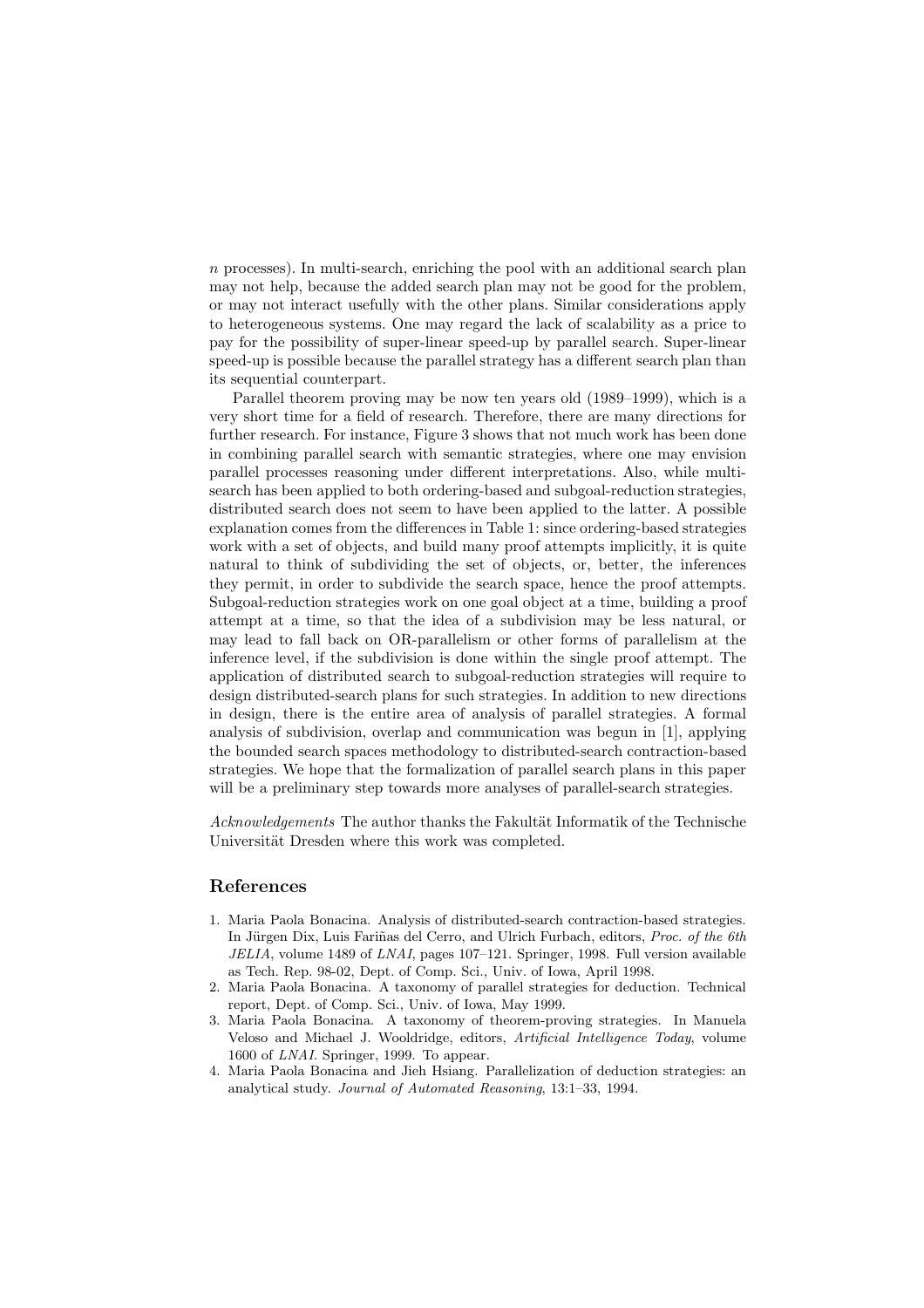$n$ processes). In multi-search, enriching the pool with an additional search plan may not help, because the added search plan may not be good for the problem, or may not interact usefully with the other plans. Similar considerations apply to heterogeneous systems. One may regard the lack of scalability as a price to pay for the possibility of super-linear speed-up by parallel search. Super-linear speed-up is possible because the parallel strategy has a different search plan than its sequential counterpart.

Parallel theorem proving may be now ten years old (1989–1999), which is a very short time for a field of research. Therefore, there are many directions for further research. For instance, Figure 3 shows that not much work has been done in combining parallel search with semantic strategies, where one may envision parallel processes reasoning under different interpretations. Also, while multi-search has been applied to both ordering-based and subgoal-reduction strategies, distributed search does not seem to have been applied to the latter. A possible explanation comes from the differences in Table 1: since ordering-based strategies work with a set of objects, and build many proof attempts implicitly, it is quite natural to think of subdividing the set of objects, or, better, the inferences they permit, in order to subdivide the search space, hence the proof attempts. Subgoal-reduction strategies work on one goal object at a time, building a proof attempt at a time, so that the idea of a subdivision may be less natural, or may lead to fall back on OR-parallelism or other forms of parallelism at the inference level, if the subdivision is done within the single proof attempt. The application of distributed search to subgoal-reduction strategies will require to design distributed-search plans for such strategies. In addition to new directions in design, there is the entire area of analysis of parallel strategies. A formal analysis of subdivision, overlap and communication was begun in [1], applying the bounded search spaces methodology to distributed-search contraction-based strategies. We hope that the formalization of parallel search plans in this paper will be a preliminary step towards more analyses of parallel-search strategies.

*Acknowledgements* The author thanks the Fakultät Informatik of the Technische Universität Dresden where this work was completed.

## References

1. Maria Paola Bonacina. Analysis of distributed-search contraction-based strategies. In Jürgen Dix, Luis Fariñas del Cerro, and Ulrich Furbach, editors, *Proc. of the 6th JELIA*, volume 1489 of *LNAI*, pages 107–121. Springer, 1998. Full version available as Tech. Rep. 98-02, Dept. of Comp. Sci., Univ. of Iowa, April 1998.
2. Maria Paola Bonacina. A taxonomy of parallel strategies for deduction. Technical report, Dept. of Comp. Sci., Univ. of Iowa, May 1999.
3. Maria Paola Bonacina. A taxonomy of theorem-proving strategies. In Manuela Veloso and Michael J. Wooldridge, editors, *Artificial Intelligence Today*, volume 1600 of *LNAI*. Springer, 1999. To appear.
4. Maria Paola Bonacina and Jieh Hsiang. Parallelization of deduction strategies: an analytical study. *Journal of Automated Reasoning*, 13:1–33, 1994.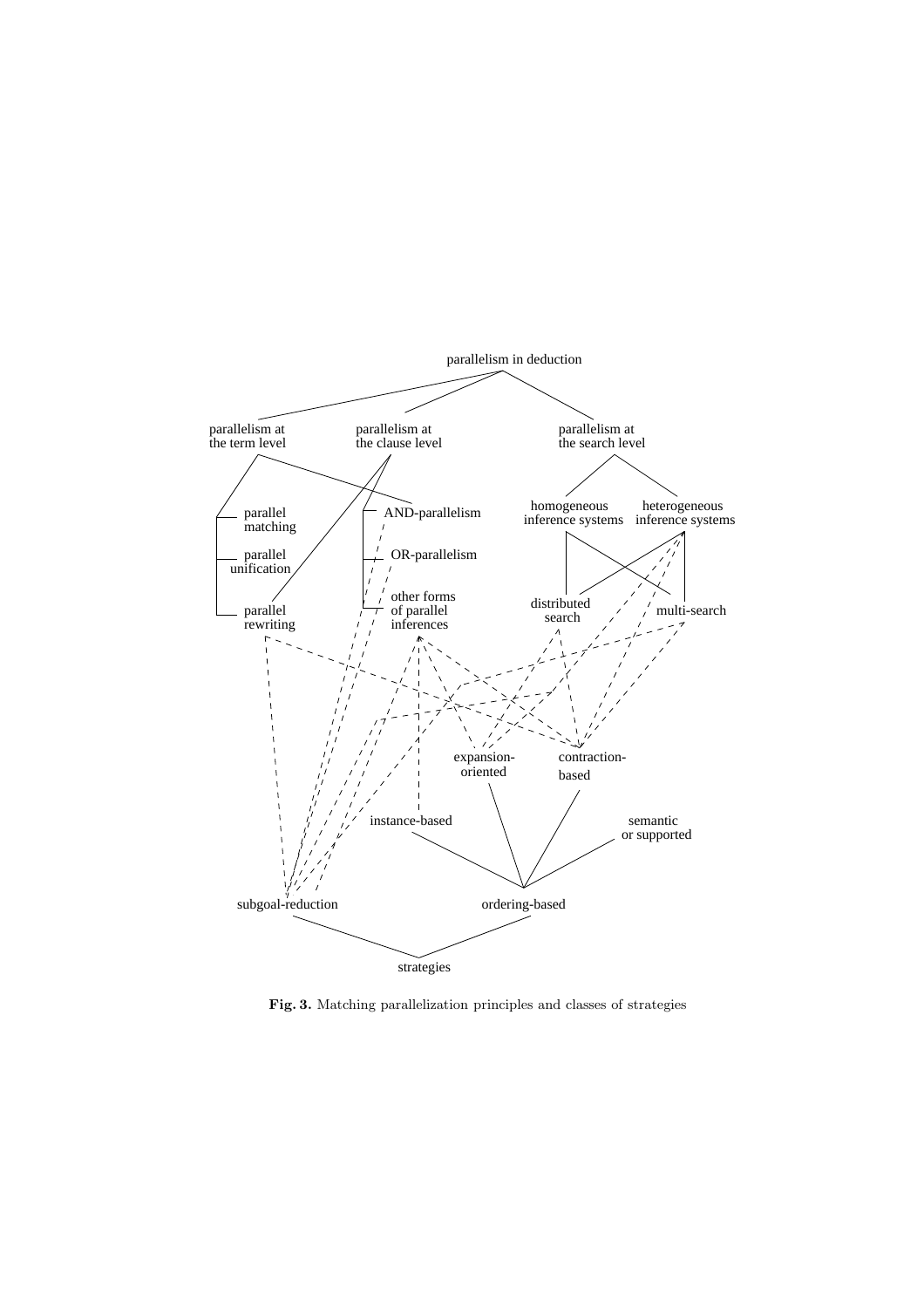parallelism in deduction

parallelism at
the term level

parallelism at
the clause level

parallelism at
the search level

parallel
matching

parallel
unification

parallel
rewriting

AND-parallelism

OR-parallelism

other forms
of parallel
inferences

homogeneous
inference systems

heterogeneous
inference systems

distributed
search

multi-search

expansion-
oriented

contraction-
based

instance-based

semantic
or supported

subgoal-reduction

ordering-based

strategies

**Fig. 3.** Matching parallelization principles and classes of strategies